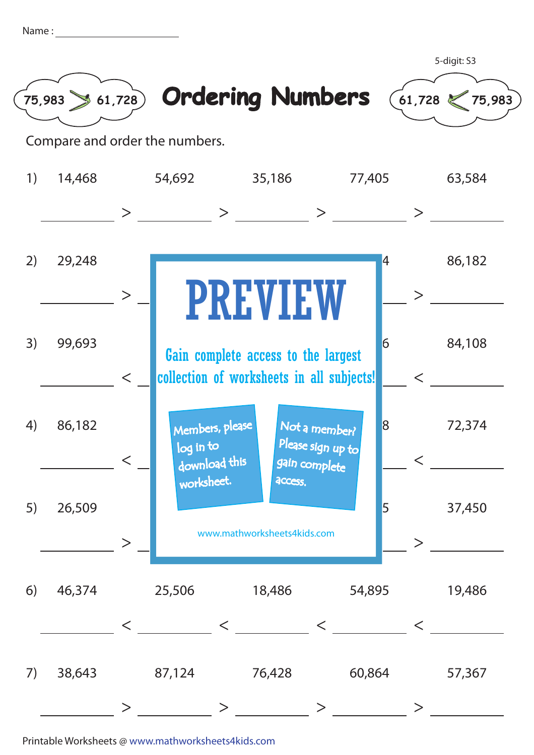Name : ____________________

5-digit: S3

75,983 > 61,728

# Ordering Numbers

61,728 < 75,983

Compare and order the numbers.

1) 14,468 &nbsp;&nbsp; 54,692 &nbsp;&nbsp; 35,186 &nbsp;&nbsp; 77,405 &nbsp;&nbsp; 63,584

_______ > _______ > _______ > _______ > _______

2) 29,248 &nbsp;&nbsp; ... 4 &nbsp;&nbsp; 86,182

_______ > _______ > _______ > _______ > _______

3) 99,693 &nbsp;&nbsp; ... 6 &nbsp;&nbsp; 84,108

_______ < _______ < _______ < _______ < _______

4) 86,182 &nbsp;&nbsp; ... 8 &nbsp;&nbsp; 72,374

_______ < _______ < _______ < _______ < _______

5) 26,509 &nbsp;&nbsp; ... 5 &nbsp;&nbsp; 37,450

_______ > _______ > _______ > _______ > _______

PREVIEW

Gain complete access to the largest collection of worksheets in all subjects!

Members, please log in to download this worksheet.

Not a member? Please sign up to gain complete access.

www.mathworksheets4kids.com

6) 46,374 &nbsp;&nbsp; 25,506 &nbsp;&nbsp; 18,486 &nbsp;&nbsp; 54,895 &nbsp;&nbsp; 19,486

_______ < _______ < _______ < _______ < _______

7) 38,643 &nbsp;&nbsp; 87,124 &nbsp;&nbsp; 76,428 &nbsp;&nbsp; 60,864 &nbsp;&nbsp; 57,367

_______ > _______ > _______ > _______ > _______

Printable Worksheets @ www.mathworksheets4kids.com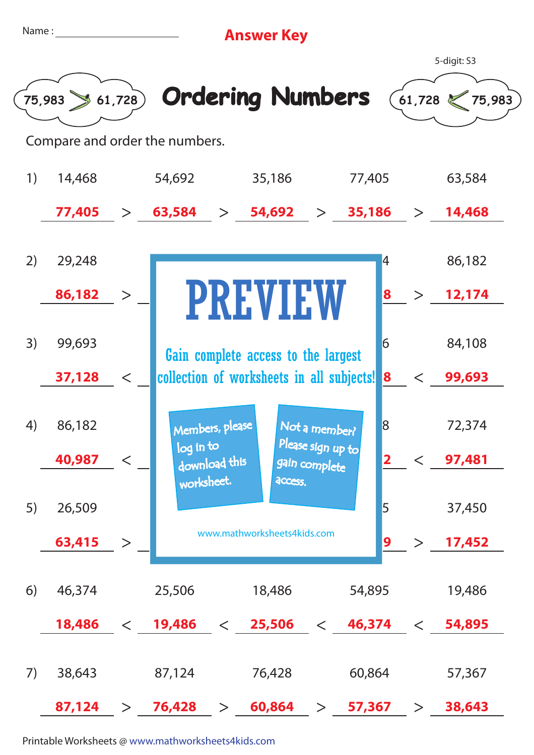Name : ______________________

**Answer Key**

5-digit: S3

75,983 > 61,728

# Ordering Numbers

61,728 < 75,983

Compare and order the numbers.

1) 14,468   54,692   35,186   77,405   63,584

**77,405** > **63,584** > **54,692** > **35,186** > **14,468**

2) 29,248   4   86,182

**86,182** > 8 > **12,174**

3) 99,693   6   84,108

**37,128** < 8 < **99,693**

4) 86,182   8   72,374

**40,987** < 2 < **97,481**

5) 26,509   5   37,450

**63,415** > 9 > **17,452**

PREVIEW

Gain complete access to the largest collection of worksheets in all subjects!

Members, please log in to download this worksheet.

Not a member? Please sign up to gain complete access.

www.mathworksheets4kids.com

6) 46,374   25,506   18,486   54,895   19,486

**18,486** < **19,486** < **25,506** < **46,374** < **54,895**

7) 38,643   87,124   76,428   60,864   57,367

**87,124** > **76,428** > **60,864** > **57,367** > **38,643**

Printable Worksheets @ www.mathworksheets4kids.com